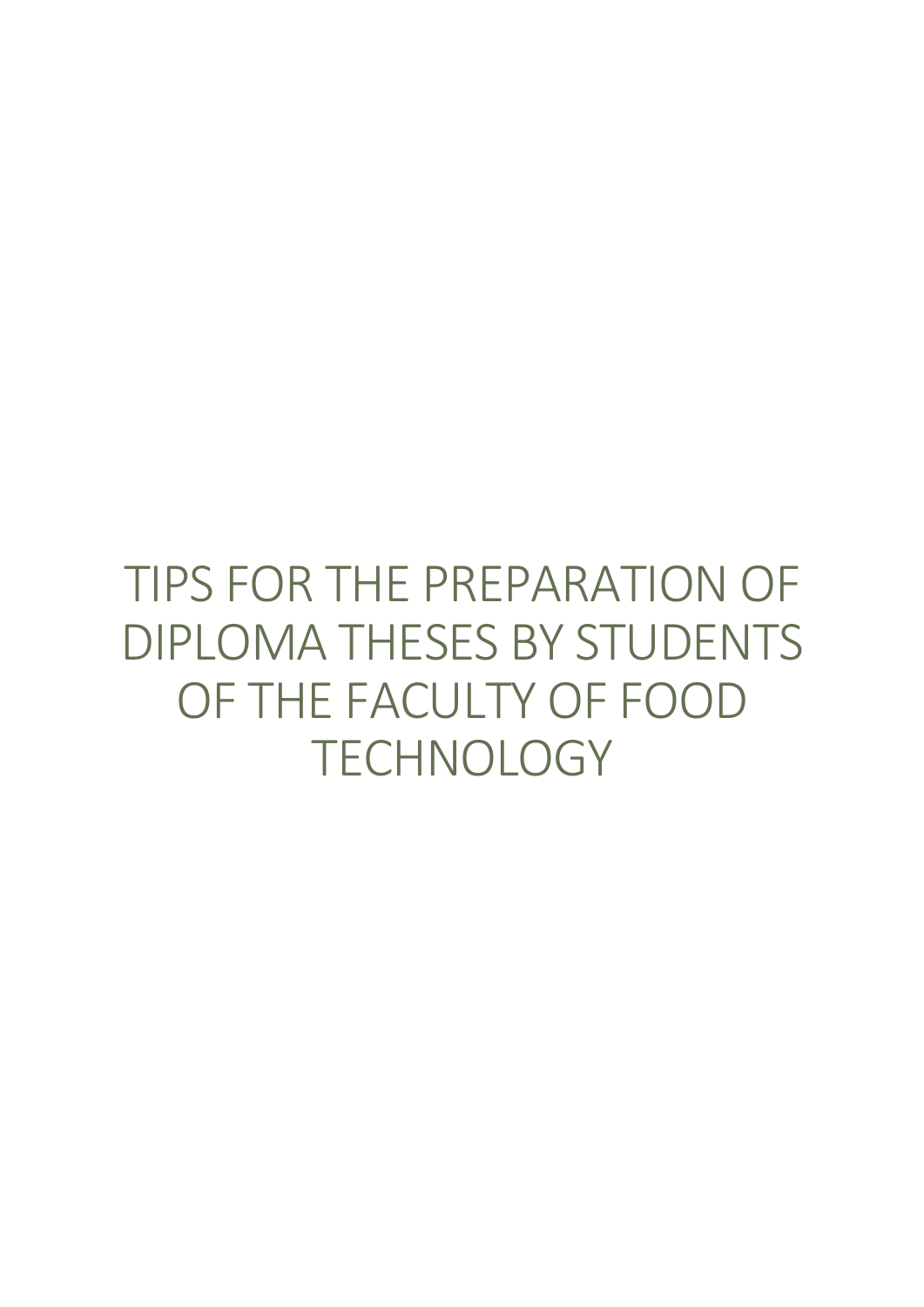# TIPS FOR THE PREPARATION OF DIPLOMA THESES BY STUDENTS OF THE FACULTY OF FOOD TECHNOLOGY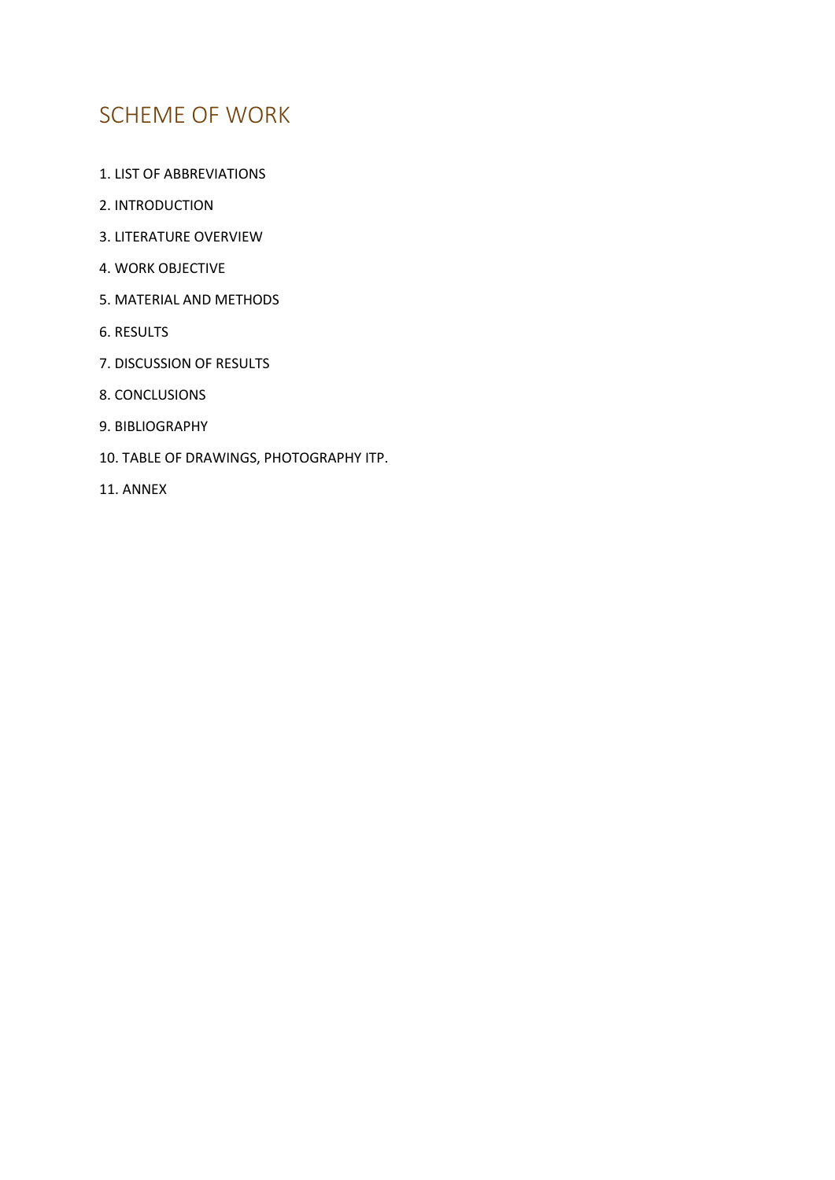# SCHEME OF WORK

1. LIST OF ABBREVIATIONS
2. INTRODUCTION
3. LITERATURE OVERVIEW
4. WORK OBJECTIVE
5. MATERIAL AND METHODS
6. RESULTS
7. DISCUSSION OF RESULTS
8. CONCLUSIONS
9. BIBLIOGRAPHY
10. TABLE OF DRAWINGS, PHOTOGRAPHY ITP.
11. ANNEX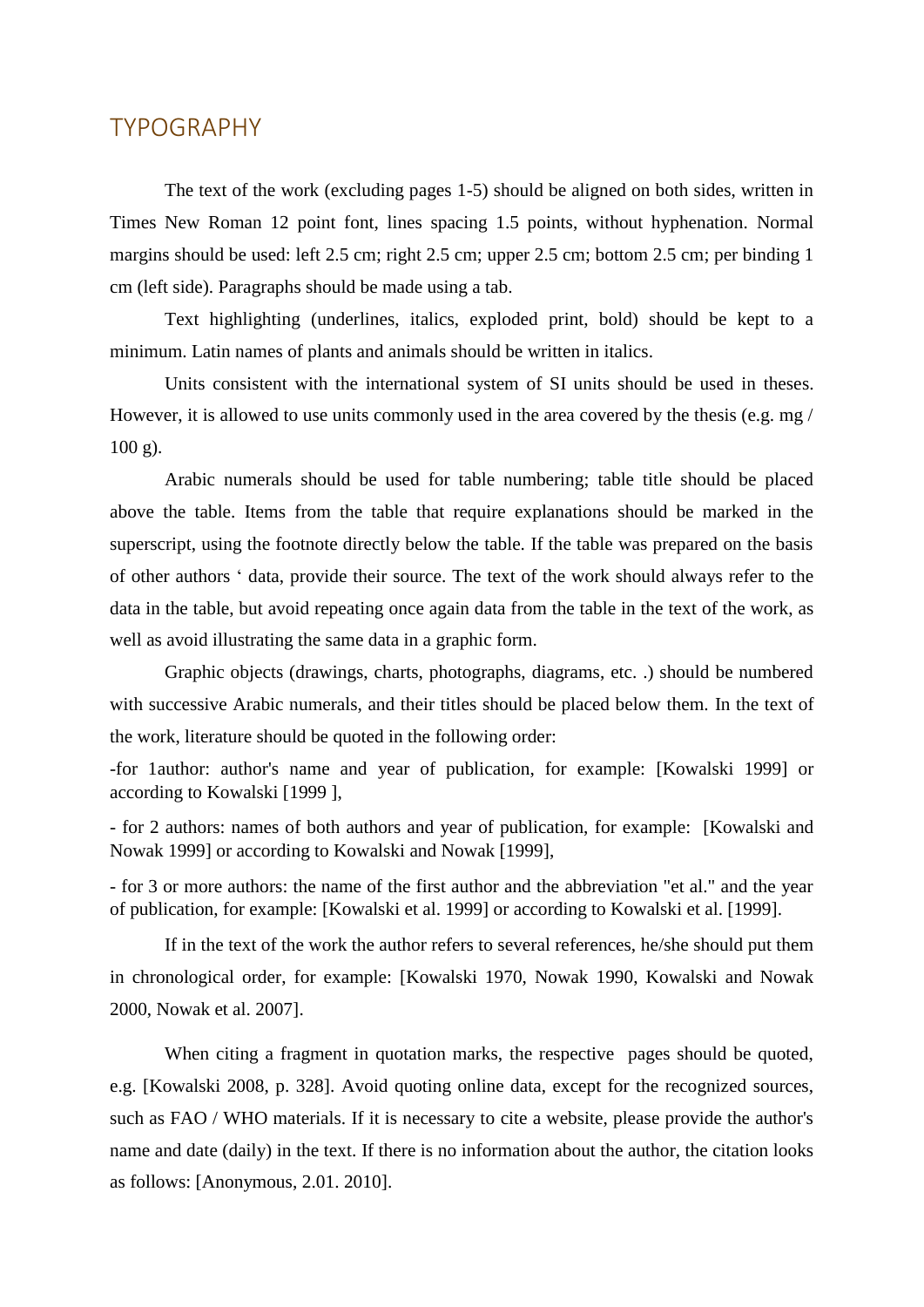## TYPOGRAPHY

The text of the work (excluding pages 1-5) should be aligned on both sides, written in Times New Roman 12 point font, lines spacing 1.5 points, without hyphenation. Normal margins should be used: left 2.5 cm; right 2.5 cm; upper 2.5 cm; bottom 2.5 cm; per binding 1 cm (left side). Paragraphs should be made using a tab.

Text highlighting (underlines, italics, exploded print, bold) should be kept to a minimum. Latin names of plants and animals should be written in italics.

Units consistent with the international system of SI units should be used in theses. However, it is allowed to use units commonly used in the area covered by the thesis (e.g. mg / 100 g).

Arabic numerals should be used for table numbering; table title should be placed above the table. Items from the table that require explanations should be marked in the superscript, using the footnote directly below the table. If the table was prepared on the basis of other authors ‘ data, provide their source. The text of the work should always refer to the data in the table, but avoid repeating once again data from the table in the text of the work, as well as avoid illustrating the same data in a graphic form.

Graphic objects (drawings, charts, photographs, diagrams, etc. .) should be numbered with successive Arabic numerals, and their titles should be placed below them. In the text of the work, literature should be quoted in the following order:

-for 1author: author's name and year of publication, for example: [Kowalski 1999] or according to Kowalski [1999 ],

- for 2 authors: names of both authors and year of publication, for example: [Kowalski and Nowak 1999] or according to Kowalski and Nowak [1999],

- for 3 or more authors: the name of the first author and the abbreviation "et al." and the year of publication, for example: [Kowalski et al. 1999] or according to Kowalski et al. [1999].

If in the text of the work the author refers to several references, he/she should put them in chronological order, for example: [Kowalski 1970, Nowak 1990, Kowalski and Nowak 2000, Nowak et al. 2007].

When citing a fragment in quotation marks, the respective pages should be quoted, e.g. [Kowalski 2008, p. 328]. Avoid quoting online data, except for the recognized sources, such as FAO / WHO materials. If it is necessary to cite a website, please provide the author's name and date (daily) in the text. If there is no information about the author, the citation looks as follows: [Anonymous, 2.01. 2010].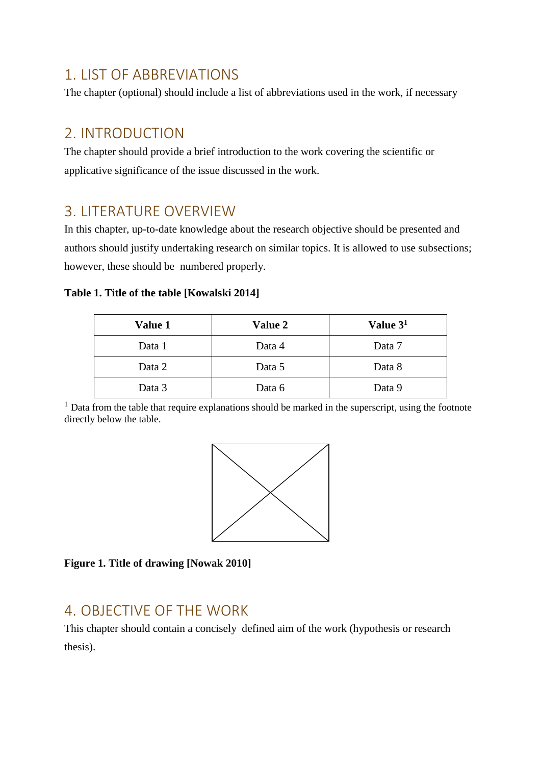## 1. LIST OF ABBREVIATIONS

The chapter (optional) should include a list of abbreviations used in the work, if necessary

## 2. INTRODUCTION

The chapter should provide a brief introduction to the work covering the scientific or applicative significance of the issue discussed in the work.

## 3. LITERATURE OVERVIEW

In this chapter, up-to-date knowledge about the research objective should be presented and authors should justify undertaking research on similar topics. It is allowed to use subsections; however, these should be numbered properly.

**Table 1. Title of the table [Kowalski 2014]**

| **Value 1** | **Value 2** | **Value 3[1]** |
|---|---|---|
| Data 1 | Data 4 | Data 7 |
| Data 2 | Data 5 | Data 8 |
| Data 3 | Data 6 | Data 9 |

[1] Data from the table that require explanations should be marked in the superscript, using the footnote directly below the table.

**Figure 1. Title of drawing [Nowak 2010]**

## 4. OBJECTIVE OF THE WORK

This chapter should contain a concisely defined aim of the work (hypothesis or research thesis).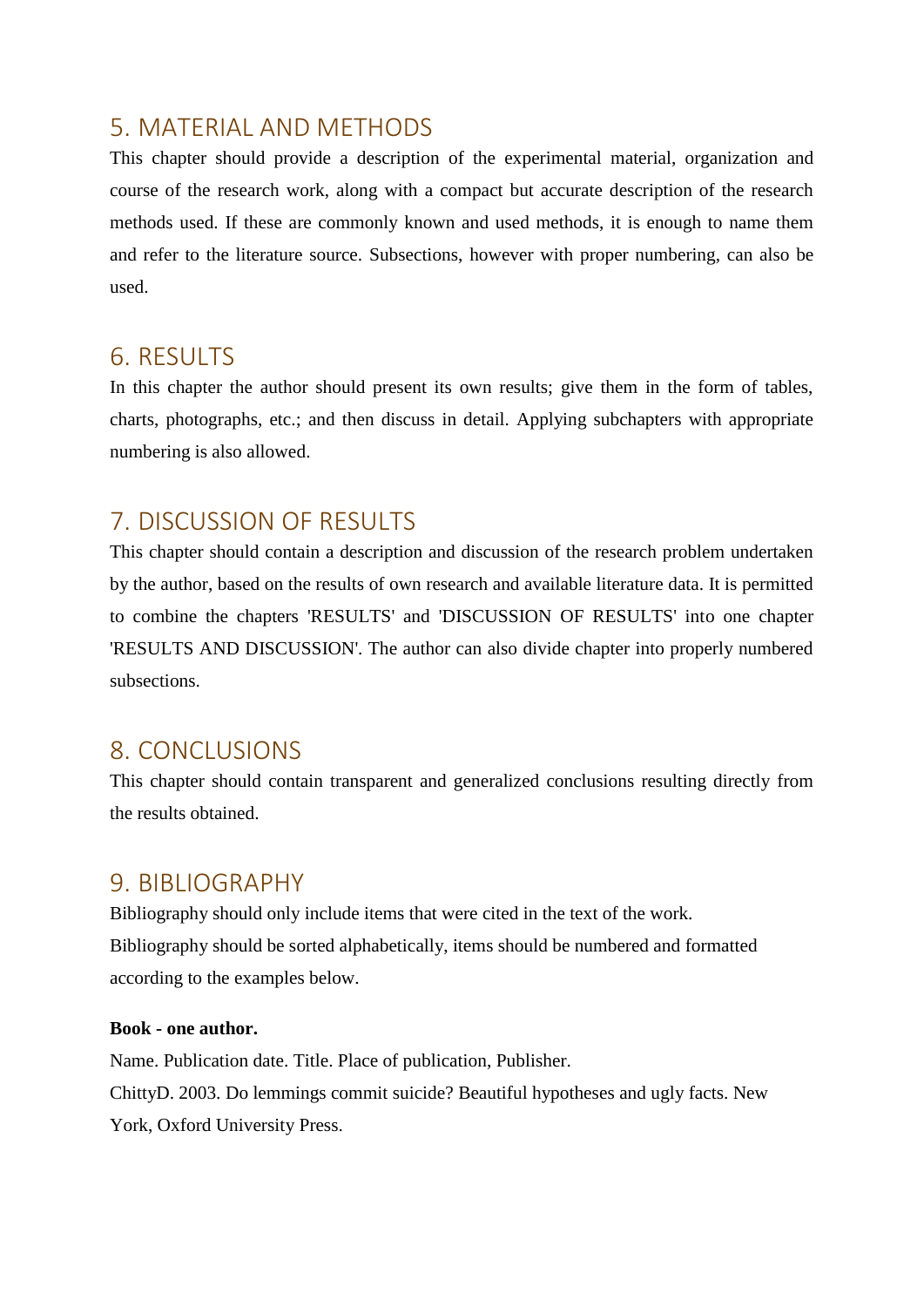## 5. MATERIAL AND METHODS

This chapter should provide a description of the experimental material, organization and course of the research work, along with a compact but accurate description of the research methods used. If these are commonly known and used methods, it is enough to name them and refer to the literature source. Subsections, however with proper numbering, can also be used.

## 6. RESULTS

In this chapter the author should present its own results; give them in the form of tables, charts, photographs, etc.; and then discuss in detail. Applying subchapters with appropriate numbering is also allowed.

## 7. DISCUSSION OF RESULTS

This chapter should contain a description and discussion of the research problem undertaken by the author, based on the results of own research and available literature data. It is permitted to combine the chapters 'RESULTS' and 'DISCUSSION OF RESULTS' into one chapter 'RESULTS AND DISCUSSION'. The author can also divide chapter into properly numbered subsections.

## 8. CONCLUSIONS

This chapter should contain transparent and generalized conclusions resulting directly from the results obtained.

## 9. BIBLIOGRAPHY

Bibliography should only include items that were cited in the text of the work.
Bibliography should be sorted alphabetically, items should be numbered and formatted according to the examples below.

**Book - one author.**

Name. Publication date. Title. Place of publication, Publisher.
ChittyD. 2003. Do lemmings commit suicide? Beautiful hypotheses and ugly facts. New York, Oxford University Press.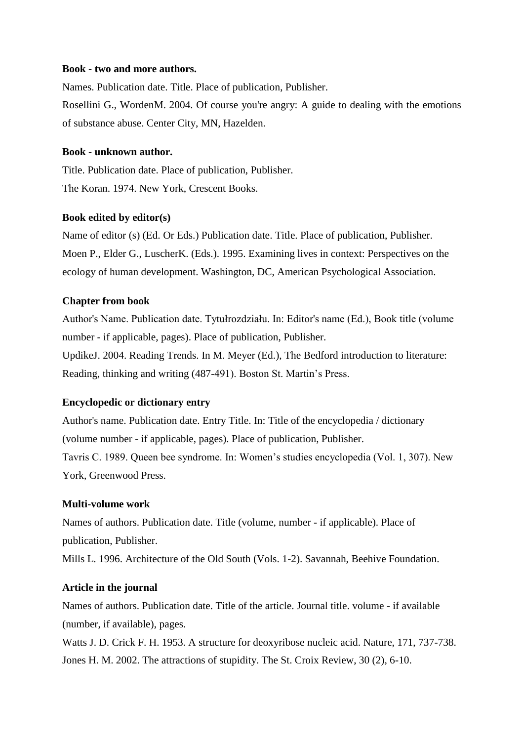**Book - two and more authors.**

Names. Publication date. Title. Place of publication, Publisher.

Rosellini G., WordenM. 2004. Of course you're angry: A guide to dealing with the emotions of substance abuse. Center City, MN, Hazelden.

**Book - unknown author.**

Title. Publication date. Place of publication, Publisher.

The Koran. 1974. New York, Crescent Books.

**Book edited by editor(s)**

Name of editor (s) (Ed. Or Eds.) Publication date. Title. Place of publication, Publisher.

Moen P., Elder G., LuscherK. (Eds.). 1995. Examining lives in context: Perspectives on the ecology of human development. Washington, DC, American Psychological Association.

**Chapter from book**

Author's Name. Publication date. Tytułrozdziału. In: Editor's name (Ed.), Book title (volume number - if applicable, pages). Place of publication, Publisher.

UpdikeJ. 2004. Reading Trends. In M. Meyer (Ed.), The Bedford introduction to literature: Reading, thinking and writing (487-491). Boston St. Martin's Press.

**Encyclopedic or dictionary entry**

Author's name. Publication date. Entry Title. In: Title of the encyclopedia / dictionary (volume number - if applicable, pages). Place of publication, Publisher.

Tavris C. 1989. Queen bee syndrome. In: Women's studies encyclopedia (Vol. 1, 307). New York, Greenwood Press.

**Multi-volume work**

Names of authors. Publication date. Title (volume, number - if applicable). Place of publication, Publisher.

Mills L. 1996. Architecture of the Old South (Vols. 1-2). Savannah, Beehive Foundation.

**Article in the journal**

Names of authors. Publication date. Title of the article. Journal title. volume - if available (number, if available), pages.

Watts J. D. Crick F. H. 1953. A structure for deoxyribose nucleic acid. Nature, 171, 737-738.

Jones H. M. 2002. The attractions of stupidity. The St. Croix Review, 30 (2), 6-10.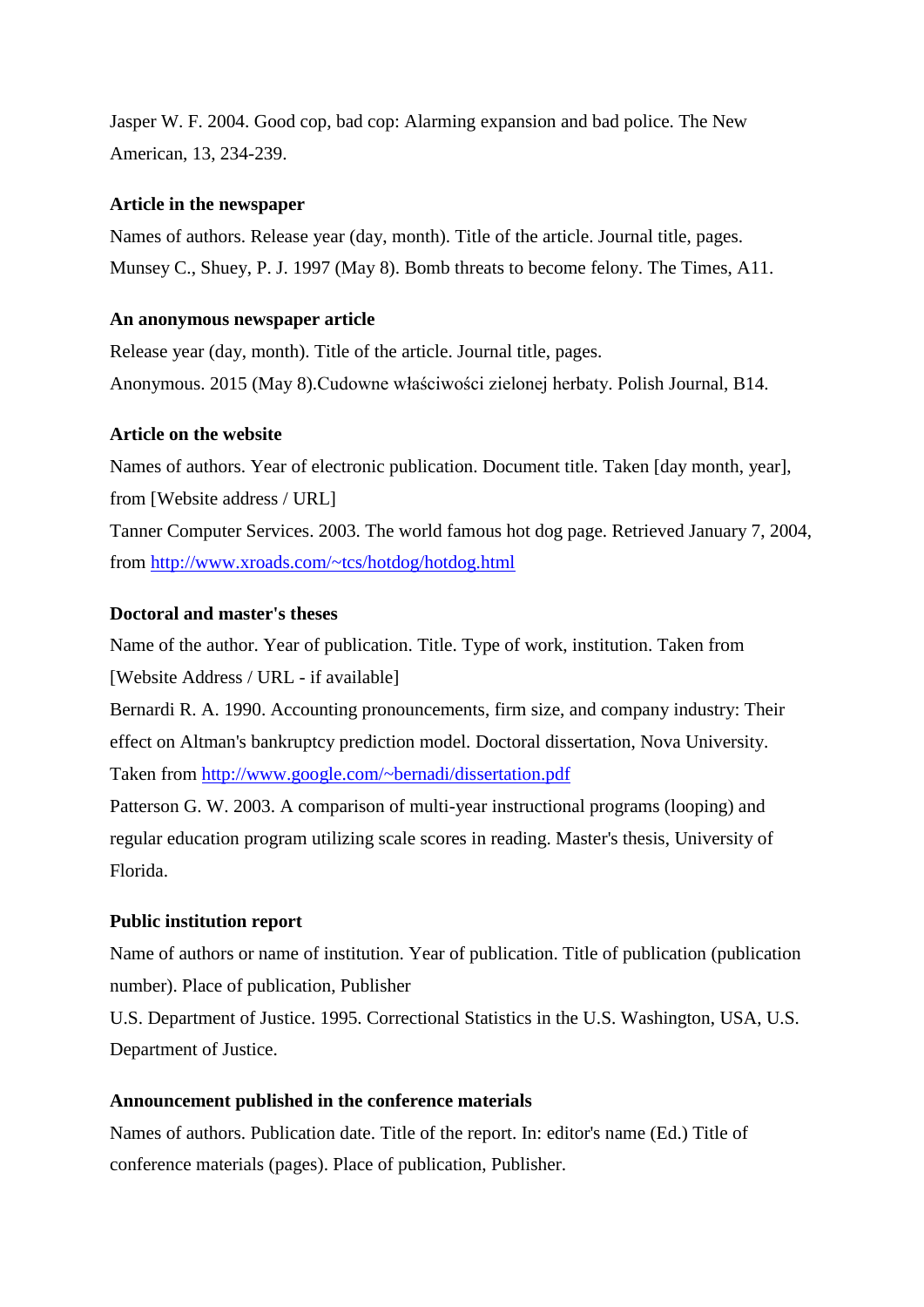Jasper W. F. 2004. Good cop, bad cop: Alarming expansion and bad police. The New American, 13, 234-239.

**Article in the newspaper**

Names of authors. Release year (day, month). Title of the article. Journal title, pages.
Munsey C., Shuey, P. J. 1997 (May 8). Bomb threats to become felony. The Times, A11.

**An anonymous newspaper article**

Release year (day, month). Title of the article. Journal title, pages.
Anonymous. 2015 (May 8).Cudowne właściwości zielonej herbaty. Polish Journal, B14.

**Article on the website**

Names of authors. Year of electronic publication. Document title. Taken [day month, year], from [Website address / URL]
Tanner Computer Services. 2003. The world famous hot dog page. Retrieved January 7, 2004, from http://www.xroads.com/~tcs/hotdog/hotdog.html

**Doctoral and master's theses**

Name of the author. Year of publication. Title. Type of work, institution. Taken from [Website Address / URL - if available]
Bernardi R. A. 1990. Accounting pronouncements, firm size, and company industry: Their effect on Altman's bankruptcy prediction model. Doctoral dissertation, Nova University. Taken from http://www.google.com/~bernadi/dissertation.pdf
Patterson G. W. 2003. A comparison of multi-year instructional programs (looping) and regular education program utilizing scale scores in reading. Master's thesis, University of Florida.

**Public institution report**

Name of authors or name of institution. Year of publication. Title of publication (publication number). Place of publication, Publisher
U.S. Department of Justice. 1995. Correctional Statistics in the U.S. Washington, USA, U.S. Department of Justice.

**Announcement published in the conference materials**

Names of authors. Publication date. Title of the report. In: editor's name (Ed.) Title of conference materials (pages). Place of publication, Publisher.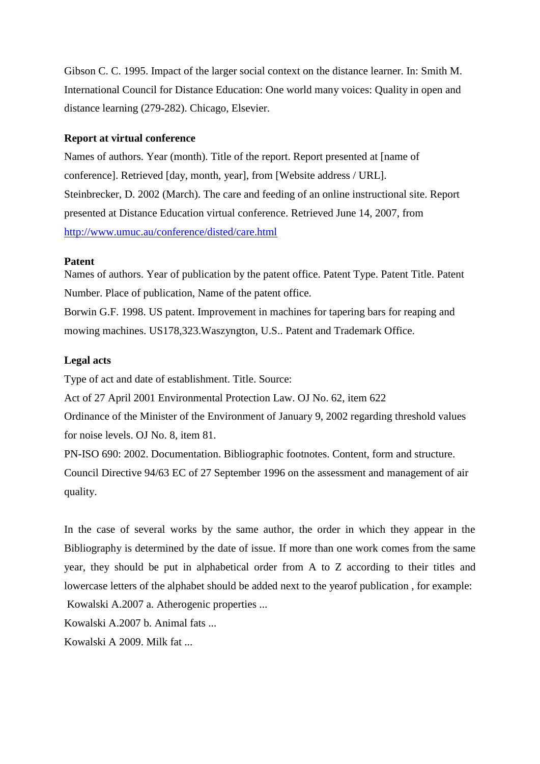Gibson C. C. 1995. Impact of the larger social context on the distance learner. In: Smith M. International Council for Distance Education: One world many voices: Quality in open and distance learning (279-282). Chicago, Elsevier.

**Report at virtual conference**

Names of authors. Year (month). Title of the report. Report presented at [name of conference]. Retrieved [day, month, year], from [Website address / URL].

Steinbrecker, D. 2002 (March). The care and feeding of an online instructional site. Report presented at Distance Education virtual conference. Retrieved June 14, 2007, from http://www.umuc.au/conference/disted/care.html

**Patent**

Names of authors. Year of publication by the patent office. Patent Type. Patent Title. Patent Number. Place of publication, Name of the patent office.

Borwin G.F. 1998. US patent. Improvement in machines for tapering bars for reaping and mowing machines. US178,323.Waszyngton, U.S.. Patent and Trademark Office.

**Legal acts**

Type of act and date of establishment. Title. Source:

Act of 27 April 2001 Environmental Protection Law. OJ No. 62, item 622

Ordinance of the Minister of the Environment of January 9, 2002 regarding threshold values for noise levels. OJ No. 8, item 81.

PN-ISO 690: 2002. Documentation. Bibliographic footnotes. Content, form and structure.

Council Directive 94/63 EC of 27 September 1996 on the assessment and management of air quality.

In the case of several works by the same author, the order in which they appear in the Bibliography is determined by the date of issue. If more than one work comes from the same year, they should be put in alphabetical order from A to Z according to their titles and lowercase letters of the alphabet should be added next to the yearof publication , for example:

Kowalski A.2007 a. Atherogenic properties ...

Kowalski A.2007 b. Animal fats ...

Kowalski A 2009. Milk fat ...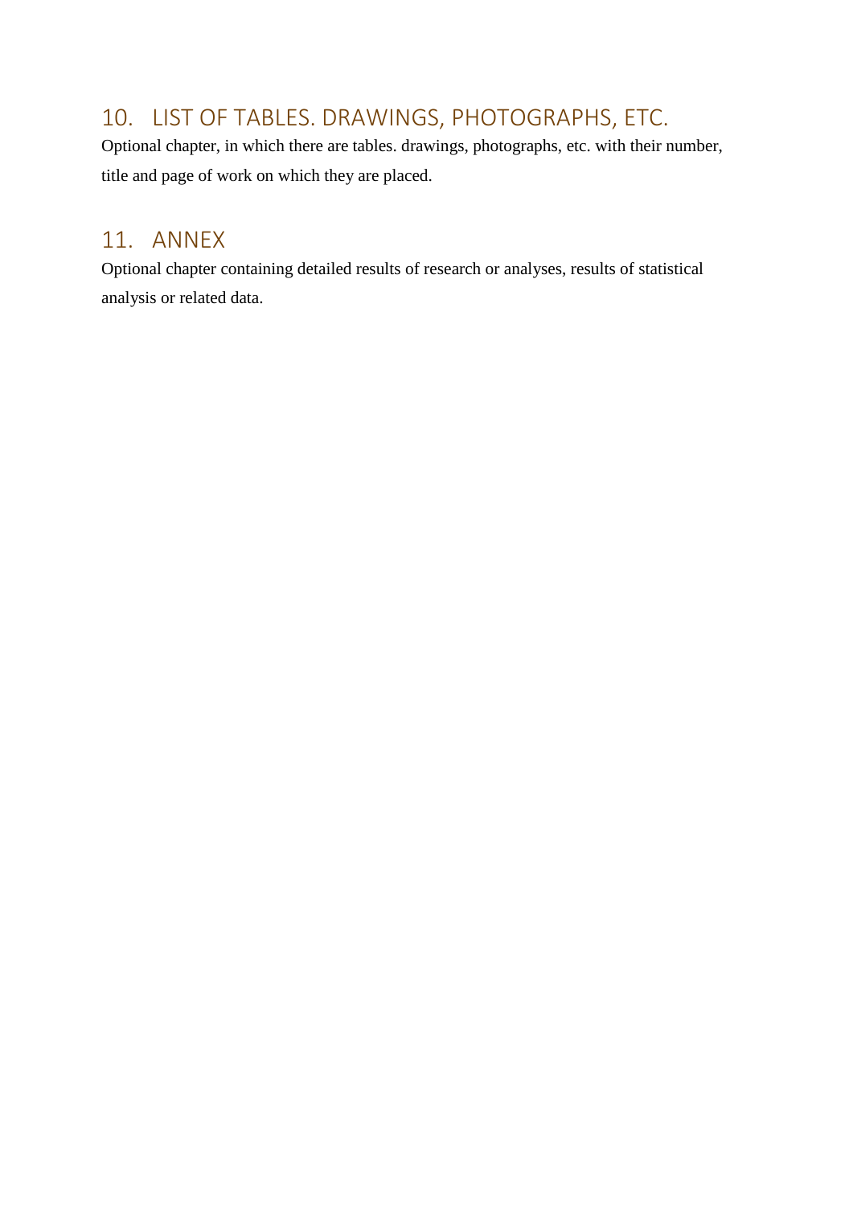## 10. LIST OF TABLES. DRAWINGS, PHOTOGRAPHS, ETC.

Optional chapter, in which there are tables. drawings, photographs, etc. with their number, title and page of work on which they are placed.

## 11. ANNEX

Optional chapter containing detailed results of research or analyses, results of statistical analysis or related data.